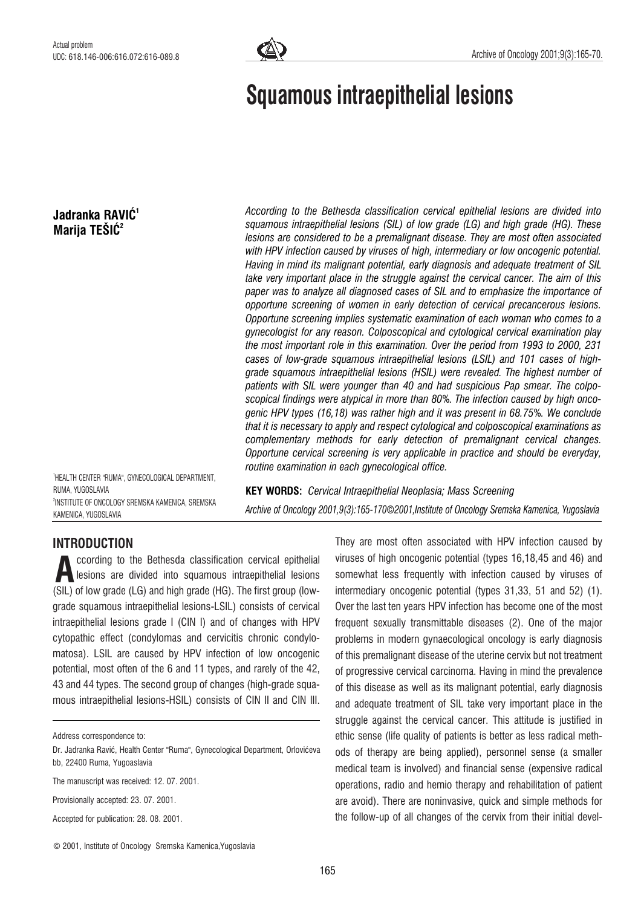Actual problem
UDC: 618.146-006:616.072:616-089.8

# Squamous intraepithelial lesions

**Jadranka RAVIĆ**[1]
**Marija TEŠIĆ**[2]

[1]HEALTH CENTER "RUMA", GYNECOLOGICAL DEPARTMENT, RUMA, YUGOSLAVIA
[2]INSTITUTE OF ONCOLOGY SREMSKA KAMENICA, SREMSKA KAMENICA, YUGOSLAVIA

*According to the Bethesda classification cervical epithelial lesions are divided into squamous intraepithelial lesions (SIL) of low grade (LG) and high grade (HG). These lesions are considered to be a premalignant disease. They are most often associated with HPV infection caused by viruses of high, intermediary or low oncogenic potential. Having in mind its malignant potential, early diagnosis and adequate treatment of SIL take very important place in the struggle against the cervical cancer. The aim of this paper was to analyze all diagnosed cases of SIL and to emphasize the importance of opportune screening of women in early detection of cervical precancerous lesions. Opportune screening implies systematic examination of each woman who comes to a gynecologist for any reason. Colposcopical and cytological cervical examination play the most important role in this examination. Over the period from 1993 to 2000, 231 cases of low-grade squamous intraepithelial lesions (LSIL) and 101 cases of high-grade squamous intraepithelial lesions (HSIL) were revealed. The highest number of patients with SIL were younger than 40 and had suspicious Pap smear. The colposcopical findings were atypical in more than 80%. The infection caused by high oncogenic HPV types (16,18) was rather high and it was present in 68.75%. We conclude that it is necessary to apply and respect cytological and colposcopical examinations as complementary methods for early detection of premalignant cervical changes. Opportune cervical screening is very applicable in practice and should be everyday, routine examination in each gynecological office.*

**KEY WORDS:** *Cervical Intraepithelial Neoplasia; Mass Screening*

*Archive of Oncology 2001,9(3):165-170©2001,Institute of Oncology Sremska Kamenica, Yugoslavia*

## INTRODUCTION

According to the Bethesda classification cervical epithelial lesions are divided into squamous intraepithelial lesions (SIL) of low grade (LG) and high grade (HG). The first group (low-grade squamous intraepithelial lesions-LSIL) consists of cervical intraepithelial lesions grade I (CIN I) and of changes with HPV cytopathic effect (condylomas and cervicitis chronic condylomatosa). LSIL are caused by HPV infection of low oncogenic potential, most often of the 6 and 11 types, and rarely of the 42, 43 and 44 types. The second group of changes (high-grade squamous intraepithelial lesions-HSIL) consists of CIN II and CIN III. They are most often associated with HPV infection caused by viruses of high oncogenic potential (types 16,18,45 and 46) and somewhat less frequently with infection caused by viruses of intermediary oncogenic potential (types 31,33, 51 and 52) (1). Over the last ten years HPV infection has become one of the most frequent sexually transmittable diseases (2). One of the major problems in modern gynaecological oncology is early diagnosis of this premalignant disease of the uterine cervix but not treatment of progressive cervical carcinoma. Having in mind the prevalence of this disease as well as its malignant potential, early diagnosis and adequate treatment of SIL take very important place in the struggle against the cervical cancer. This attitude is justified in ethic sense (life quality of patients is better as less radical methods of therapy are being applied), personnel sense (a smaller medical team is involved) and financial sense (expensive radical operations, radio and hemio therapy and rehabilitation of patient are avoid). There are noninvasive, quick and simple methods for the follow-up of all changes of the cervix from their initial devel-

Address correspondence to:

Dr. Jadranka Ravić, Health Center "Ruma", Gynecological Department, Orlovićeva bb, 22400 Ruma, Yugoaslavia

The manuscript was received: 12. 07. 2001.

Provisionally accepted: 23. 07. 2001.

Accepted for publication: 28. 08. 2001.

© 2001, Institute of Oncology Sremska Kamenica,Yugoslavia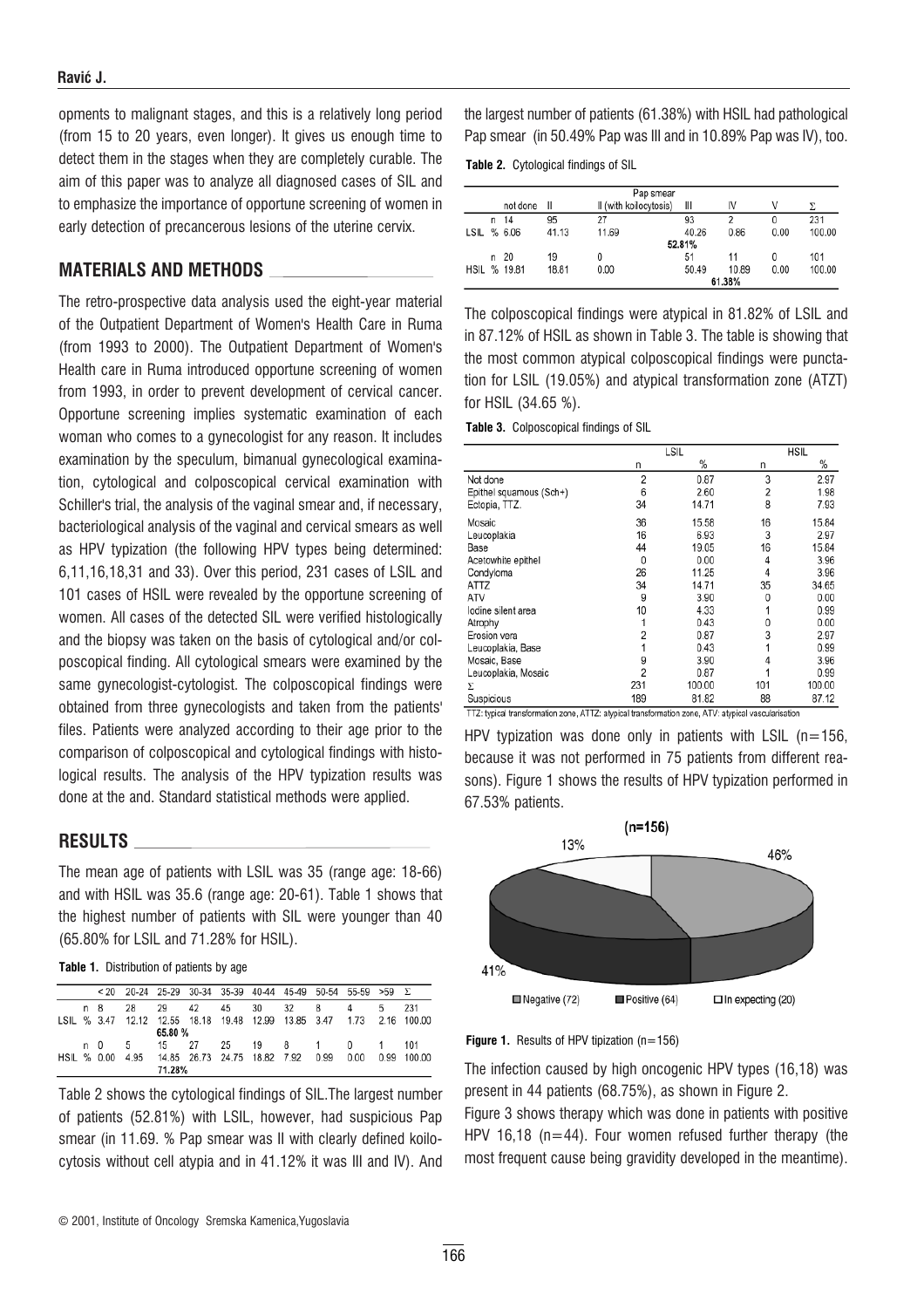opments to malignant stages, and this is a relatively long period (from 15 to 20 years, even longer). It gives us enough time to detect them in the stages when they are completely curable. The aim of this paper was to analyze all diagnosed cases of SIL and to emphasize the importance of opportune screening of women in early detection of precancerous lesions of the uterine cervix.

## MATERIALS AND METHODS

The retro-prospective data analysis used the eight-year material of the Outpatient Department of Women's Health Care in Ruma (from 1993 to 2000). The Outpatient Department of Women's Health care in Ruma introduced opportune screening of women from 1993, in order to prevent development of cervical cancer. Opportune screening implies systematic examination of each woman who comes to a gynecologist for any reason. It includes examination by the speculum, bimanual gynecological examination, cytological and colposcopical cervical examination with Schiller's trial, the analysis of the vaginal smear and, if necessary, bacteriological analysis of the vaginal and cervical smears as well as HPV typization (the following HPV types being determined: 6,11,16,18,31 and 33). Over this period, 231 cases of LSIL and 101 cases of HSIL were revealed by the opportune screening of women. All cases of the detected SIL were verified histologically and the biopsy was taken on the basis of cytological and/or colposcopical finding. All cytological smears were examined by the same gynecologist-cytologist. The colposcopical findings were obtained from three gynecologists and taken from the patients' files. Patients were analyzed according to their age prior to the comparison of colposcopical and cytological findings with histological results. The analysis of the HPV typization results was done at the and. Standard statistical methods were applied.

## RESULTS

The mean age of patients with LSIL was 35 (range age: 18-66) and with HSIL was 35.6 (range age: 20-61). Table 1 shows that the highest number of patients with SIL were younger than 40 (65.80% for LSIL and 71.28% for HSIL).

**Table 1.** Distribution of patients by age

| | | < 20 | 20-24 | 25-29 | 30-34 | 35-39 | 40-44 | 45-49 | 50-54 | 55-59 | >59 | Σ |
|---|---|---|---|---|---|---|---|---|---|---|---|---|
| LSIL | n | 8 | 28 | 29 | 42 | 45 | 30 | 32 | 8 | 4 | 5 | 231 |
| | % | 3.47 | 12.12 | 12.55 | 18.18 | 19.48 | 12.99 | 13.85 | 3.47 | 1.73 | 2.16 | 100.00 |
| | | | | 65.80 % | | | | | | | | |
| HSIL | n | 0 | 5 | 15 | 27 | 25 | 19 | 8 | 1 | 0 | 1 | 101 |
| | % | 0.00 | 4.95 | 14.85 | 26.73 | 24.75 | 18.82 | 7.92 | 0.99 | 0.00 | 0.99 | 100.00 |
| | | | | 71.28% | | | | | | | | |

Table 2 shows the cytological findings of SIL.The largest number of patients (52.81%) with LSIL, however, had suspicious Pap smear (in 11.69. % Pap smear was II with clearly defined koilocytosis without cell atypia and in 41.12% it was III and IV). And the largest number of patients (61.38%) with HSIL had pathological Pap smear (in 50.49% Pap was III and in 10.89% Pap was IV), too.

**Table 2.** Cytological findings of SIL

| | | Pap smear | | | | | | |
|---|---|---|---|---|---|---|---|---|
| | | not done | II | II (with koilocytosis) | III | IV | V | Σ |
| LSIL | n | 14 | 95 | 27 | 93 | 2 | 0 | 231 |
| | % | 6.06 | 41.13 | 11.69 | 40.26 | 0.86 | 0.00 | 100.00 |
| | | | | 52.81% | | | | |
| HSIL | n | 20 | 19 | 0 | 51 | 11 | 0 | 101 |
| | % | 19.81 | 18.81 | 0.00 | 50.49 | 10.89 | 0.00 | 100.00 |
| | | | | | 61.38% | | | |

The colposcopical findings were atypical in 81.82% of LSIL and in 87.12% of HSIL as shown in Table 3. The table is showing that the most common atypical colposcopical findings were punctation for LSIL (19.05%) and atypical transformation zone (ATZT) for HSIL (34.65 %).

**Table 3.** Colposcopical findings of SIL

| | LSIL | | HSIL | |
|---|---|---|---|---|
| | n | % | n | % |
| Not done | 2 | 0.87 | 3 | 2.97 |
| Epithel squamous (Sch+) | 6 | 2.60 | 2 | 1.98 |
| Ectopia, TTZ. | 34 | 14.71 | 8 | 7.93 |
| Mosaic | 36 | 15.58 | 16 | 15.84 |
| Leucoplakia | 16 | 6.93 | 3 | 2.97 |
| Base | 44 | 19.05 | 16 | 15.84 |
| Acetowhite epithel | 0 | 0.00 | 4 | 3.96 |
| Condyloma | 26 | 11.25 | 4 | 3.96 |
| ATTZ | 34 | 14.71 | 35 | 34.65 |
| ATV | 9 | 3.90 | 0 | 0.00 |
| Iodine silent area | 10 | 4.33 | 1 | 0.99 |
| Atrophy | 1 | 0.43 | 0 | 0.00 |
| Erosion vera | 2 | 0.87 | 3 | 2.97 |
| Leucoplakia, Base | 1 | 0.43 | 1 | 0.99 |
| Mosaic, Base | 9 | 3.90 | 4 | 3.96 |
| Leucoplakia, Mosaic | 2 | 0.87 | 1 | 0.99 |
| Σ | 231 | 100.00 | 101 | 100.00 |
| Suspicious | 189 | 81.82 | 88 | 87.12 |

TTZ: typical transformation zone, ATTZ: atypical transformation zone, ATV: atypical vascularisation

HPV typization was done only in patients with LSIL (n=156, because it was not performed in 75 patients from different reasons). Figure 1 shows the results of HPV typization performed in 67.53% patients.

**Figure 1.** Results of HPV tipization (n=156)

The infection caused by high oncogenic HPV types (16,18) was present in 44 patients (68.75%), as shown in Figure 2.

Figure 3 shows therapy which was done in patients with positive HPV 16,18 (n=44). Four women refused further therapy (the most frequent cause being gravidity developed in the meantime).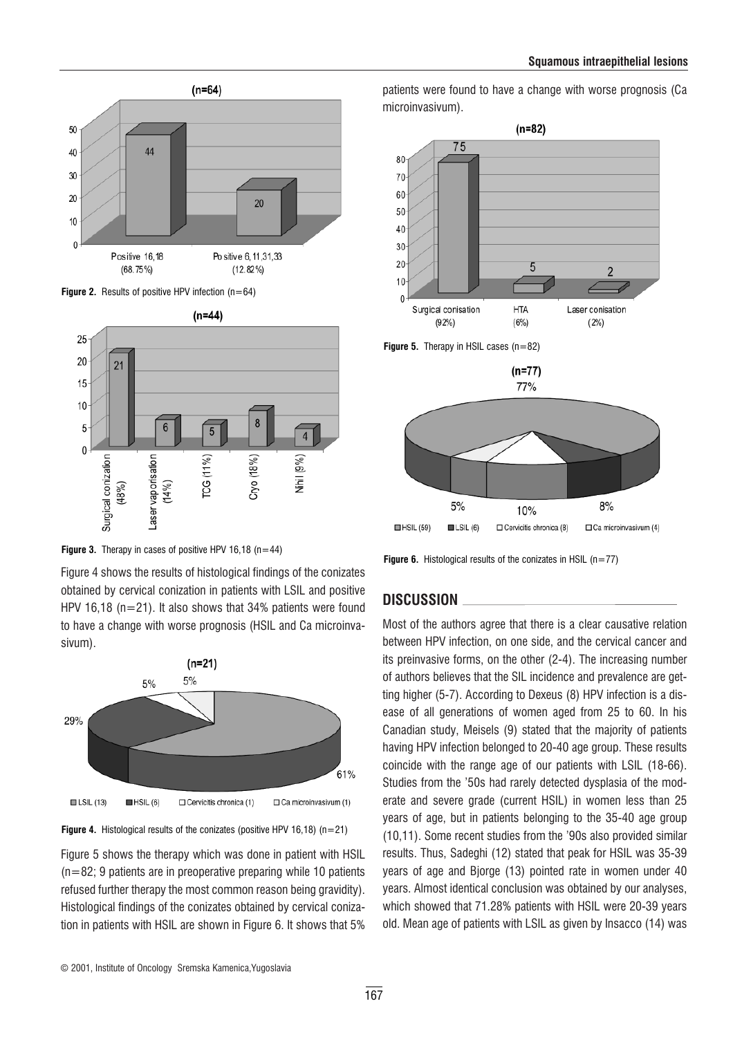Figure 2. Results of positive HPV infection (n=64)

Figure 3. Therapy in cases of positive HPV 16,18 (n=44)

Figure 4 shows the results of histological findings of the conizates obtained by cervical conization in patients with LSIL and positive HPV 16,18 (n=21). It also shows that 34% patients were found to have a change with worse prognosis (HSIL and Ca microinvasivum).

Figure 4. Histological results of the conizates (positive HPV 16,18) (n=21)

Figure 5 shows the therapy which was done in patient with HSIL (n=82; 9 patients are in preoperative preparing while 10 patients refused further therapy the most common reason being gravidity). Histological findings of the conizates obtained by cervical conization in patients with HSIL are shown in Figure 6. It shows that 5% patients were found to have a change with worse prognosis (Ca microinvasivum).

Figure 5. Therapy in HSIL cases (n=82)

Figure 6. Histological results of the conizates in HSIL (n=77)

## DISCUSSION

Most of the authors agree that there is a clear causative relation between HPV infection, on one side, and the cervical cancer and its preinvasive forms, on the other (2-4). The increasing number of authors believes that the SIL incidence and prevalence are getting higher (5-7). According to Dexeus (8) HPV infection is a disease of all generations of women aged from 25 to 60. In his Canadian study, Meisels (9) stated that the majority of patients having HPV infection belonged to 20-40 age group. These results coincide with the range age of our patients with LSIL (18-66). Studies from the '50s had rarely detected dysplasia of the moderate and severe grade (current HSIL) in women less than 25 years of age, but in patients belonging to the 35-40 age group (10,11). Some recent studies from the '90s also provided similar results. Thus, Sadeghi (12) stated that peak for HSIL was 35-39 years of age and Bjorge (13) pointed rate in women under 40 years. Almost identical conclusion was obtained by our analyses, which showed that 71.28% patients with HSIL were 20-39 years old. Mean age of patients with LSIL as given by Insacco (14) was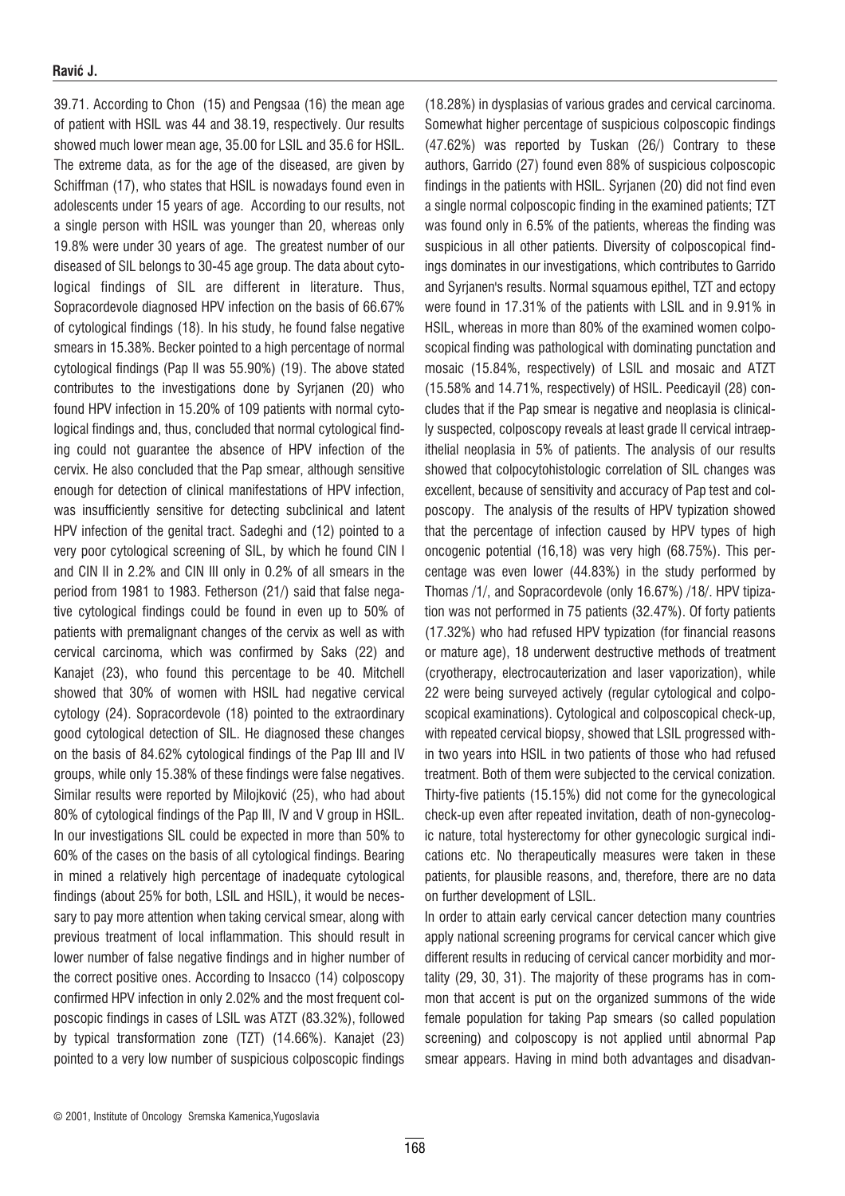39.71. According to Chon (15) and Pengsaa (16) the mean age of patient with HSIL was 44 and 38.19, respectively. Our results showed much lower mean age, 35.00 for LSIL and 35.6 for HSIL. The extreme data, as for the age of the diseased, are given by Schiffman (17), who states that HSIL is nowadays found even in adolescents under 15 years of age. According to our results, not a single person with HSIL was younger than 20, whereas only 19.8% were under 30 years of age. The greatest number of our diseased of SIL belongs to 30-45 age group. The data about cytological findings of SIL are different in literature. Thus, Sopracordevole diagnosed HPV infection on the basis of 66.67% of cytological findings (18). In his study, he found false negative smears in 15.38%. Becker pointed to a high percentage of normal cytological findings (Pap II was 55.90%) (19). The above stated contributes to the investigations done by Syrjanen (20) who found HPV infection in 15.20% of 109 patients with normal cytological findings and, thus, concluded that normal cytological finding could not guarantee the absence of HPV infection of the cervix. He also concluded that the Pap smear, although sensitive enough for detection of clinical manifestations of HPV infection, was insufficiently sensitive for detecting subclinical and latent HPV infection of the genital tract. Sadeghi and (12) pointed to a very poor cytological screening of SIL, by which he found CIN I and CIN II in 2.2% and CIN III only in 0.2% of all smears in the period from 1981 to 1983. Fetherson (21/) said that false negative cytological findings could be found in even up to 50% of patients with premalignant changes of the cervix as well as with cervical carcinoma, which was confirmed by Saks (22) and Kanajet (23), who found this percentage to be 40. Mitchell showed that 30% of women with HSIL had negative cervical cytology (24). Sopracordevole (18) pointed to the extraordinary good cytological detection of SIL. He diagnosed these changes on the basis of 84.62% cytological findings of the Pap III and IV groups, while only 15.38% of these findings were false negatives. Similar results were reported by Milojković (25), who had about 80% of cytological findings of the Pap III, IV and V group in HSIL. In our investigations SIL could be expected in more than 50% to 60% of the cases on the basis of all cytological findings. Bearing in mined a relatively high percentage of inadequate cytological findings (about 25% for both, LSIL and HSIL), it would be necessary to pay more attention when taking cervical smear, along with previous treatment of local inflammation. This should result in lower number of false negative findings and in higher number of the correct positive ones. According to Insacco (14) colposcopy confirmed HPV infection in only 2.02% and the most frequent colposcopic findings in cases of LSIL was ATZT (83.32%), followed by typical transformation zone (TZT) (14.66%). Kanajet (23) pointed to a very low number of suspicious colposcopic findings (18.28%) in dysplasias of various grades and cervical carcinoma. Somewhat higher percentage of suspicious colposcopic findings (47.62%) was reported by Tuskan (26/) Contrary to these authors, Garrido (27) found even 88% of suspicious colposcopic findings in the patients with HSIL. Syrjanen (20) did not find even a single normal colposcopic finding in the examined patients; TZT was found only in 6.5% of the patients, whereas the finding was suspicious in all other patients. Diversity of colposcopical findings dominates in our investigations, which contributes to Garrido and Syrjanen's results. Normal squamous epithel, TZT and ectopy were found in 17.31% of the patients with LSIL and in 9.91% in HSIL, whereas in more than 80% of the examined women colposcopical finding was pathological with dominating punctation and mosaic (15.84%, respectively) of LSIL and mosaic and ATZT (15.58% and 14.71%, respectively) of HSIL. Peedicayil (28) concludes that if the Pap smear is negative and neoplasia is clinically suspected, colposcopy reveals at least grade II cervical intraepithelial neoplasia in 5% of patients. The analysis of our results showed that colpocytohistologic correlation of SIL changes was excellent, because of sensitivity and accuracy of Pap test and colposcopy. The analysis of the results of HPV typization showed that the percentage of infection caused by HPV types of high oncogenic potential (16,18) was very high (68.75%). This percentage was even lower (44.83%) in the study performed by Thomas /1/, and Sopracordevole (only 16.67%) /18/. HPV tipization was not performed in 75 patients (32.47%). Of forty patients (17.32%) who had refused HPV typization (for financial reasons or mature age), 18 underwent destructive methods of treatment (cryotherapy, electrocauterization and laser vaporization), while 22 were being surveyed actively (regular cytological and colposcopical examinations). Cytological and colposcopical check-up, with repeated cervical biopsy, showed that LSIL progressed within two years into HSIL in two patients of those who had refused treatment. Both of them were subjected to the cervical conization. Thirty-five patients (15.15%) did not come for the gynecological check-up even after repeated invitation, death of non-gynecologic nature, total hysterectomy for other gynecologic surgical indications etc. No therapeutically measures were taken in these patients, for plausible reasons, and, therefore, there are no data on further development of LSIL.

In order to attain early cervical cancer detection many countries apply national screening programs for cervical cancer which give different results in reducing of cervical cancer morbidity and mortality (29, 30, 31). The majority of these programs has in common that accent is put on the organized summons of the wide female population for taking Pap smears (so called population screening) and colposcopy is not applied until abnormal Pap smear appears. Having in mind both advantages and disadvan-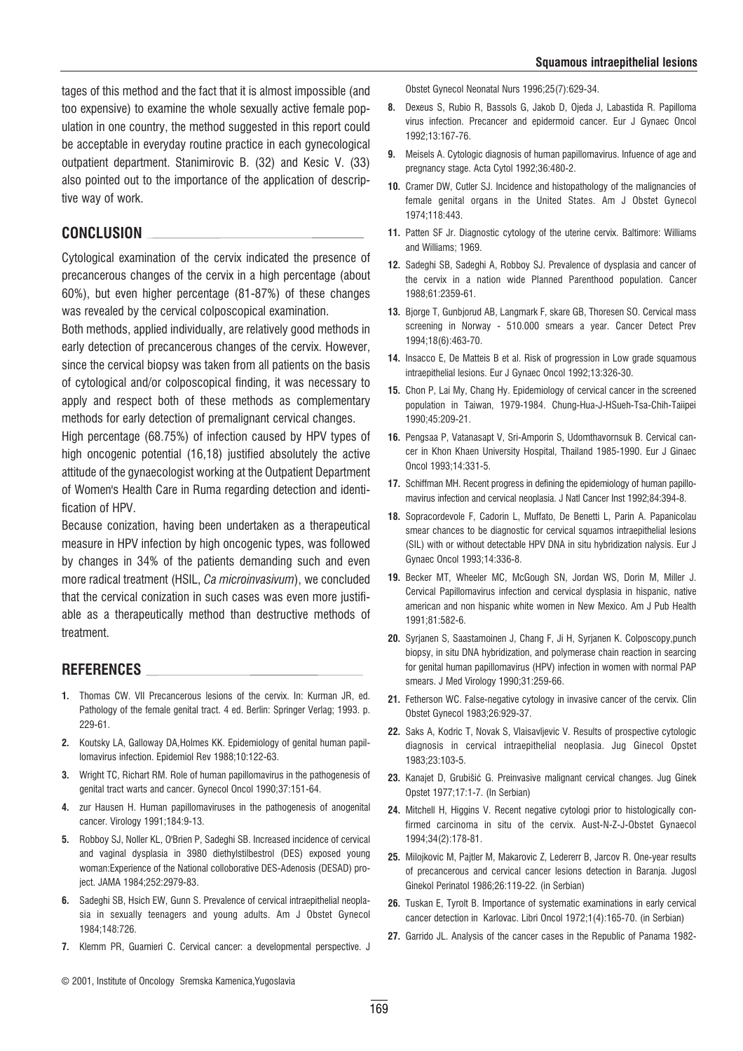tages of this method and the fact that it is almost impossible (and too expensive) to examine the whole sexually active female population in one country, the method suggested in this report could be acceptable in everyday routine practice in each gynecological outpatient department. Stanimirovic B. (32) and Kesic V. (33) also pointed out to the importance of the application of descriptive way of work.

## CONCLUSION

Cytological examination of the cervix indicated the presence of precancerous changes of the cervix in a high percentage (about 60%), but even higher percentage (81-87%) of these changes was revealed by the cervical colposcopical examination.

Both methods, applied individually, are relatively good methods in early detection of precancerous changes of the cervix. However, since the cervical biopsy was taken from all patients on the basis of cytological and/or colposcopical finding, it was necessary to apply and respect both of these methods as complementary methods for early detection of premalignant cervical changes.

High percentage (68.75%) of infection caused by HPV types of high oncogenic potential (16,18) justified absolutely the active attitude of the gynaecologist working at the Outpatient Department of Women's Health Care in Ruma regarding detection and identification of HPV.

Because conization, having been undertaken as a therapeutical measure in HPV infection by high oncogenic types, was followed by changes in 34% of the patients demanding such and even more radical treatment (HSIL, *Ca microinvasivum*), we concluded that the cervical conization in such cases was even more justifiable as a therapeutically method than destructive methods of treatment.

## REFERENCES

1. Thomas CW. VII Precancerous lesions of the cervix. In: Kurman JR, ed. Pathology of the female genital tract. 4 ed. Berlin: Springer Verlag; 1993. p. 229-61.
2. Koutsky LA, Galloway DA,Holmes KK. Epidemiology of genital human papillomavirus infection. Epidemiol Rev 1988;10:122-63.
3. Wright TC, Richart RM. Role of human papillomavirus in the pathogenesis of genital tract warts and cancer. Gynecol Oncol 1990;37:151-64.
4. zur Hausen H. Human papillomaviruses in the pathogenesis of anogenital cancer. Virology 1991;184:9-13.
5. Robboy SJ, Noller KL, O'Brien P, Sadeghi SB. Increased incidence of cervical and vaginal dysplasia in 3980 diethylstilbestrol (DES) exposed young woman:Experience of the National colloborative DES-Adenosis (DESAD) project. JAMA 1984;252:2979-83.
6. Sadeghi SB, Hsich EW, Gunn S. Prevalence of cervical intraepithelial neoplasia in sexually teenagers and young adults. Am J Obstet Gynecol 1984;148:726.
7. Klemm PR, Guarnieri C. Cervical cancer: a developmental perspective. J Obstet Gynecol Neonatal Nurs 1996;25(7):629-34.
8. Dexeus S, Rubio R, Bassols G, Jakob D, Ojeda J, Labastida R. Papilloma virus infection. Precancer and epidermoid cancer. Eur J Gynaec Oncol 1992;13:167-76.
9. Meisels A. Cytologic diagnosis of human papillomavirus. Infuence of age and pregnancy stage. Acta Cytol 1992;36:480-2.
10. Cramer DW, Cutler SJ. Incidence and histopathology of the malignancies of female genital organs in the United States. Am J Obstet Gynecol 1974;118:443.
11. Patten SF Jr. Diagnostic cytology of the uterine cervix. Baltimore: Williams and Williams; 1969.
12. Sadeghi SB, Sadeghi A, Robboy SJ. Prevalence of dysplasia and cancer of the cervix in a nation wide Planned Parenthood population. Cancer 1988;61:2359-61.
13. Bjorge T, Gunbjorud AB, Langmark F, skare GB, Thoresen SO. Cervical mass screening in Norway - 510.000 smears a year. Cancer Detect Prev 1994;18(6):463-70.
14. Insacco E, De Matteis B et al. Risk of progression in Low grade squamous intraepithelial lesions. Eur J Gynaec Oncol 1992;13:326-30.
15. Chon P, Lai My, Chang Hy. Epidemiology of cervical cancer in the screened population in Taiwan, 1979-1984. Chung-Hua-J-HSueh-Tsa-Chih-Taiipei 1990;45:209-21.
16. Pengsaa P, Vatanasapt V, Sri-Amporin S, Udomthavornsuk B. Cervical cancer in Khon Khaen University Hospital, Thailand 1985-1990. Eur J Ginaec Oncol 1993;14:331-5.
17. Schiffman MH. Recent progress in defining the epidemiology of human papillomavirus infection and cervical neoplasia. J Natl Cancer Inst 1992;84:394-8.
18. Sopracordevole F, Cadorin L, Muffato, De Benetti L, Parin A. Papanicolau smear chances to be diagnostic for cervical squamos intraepithelial lesions (SIL) with or without detectable HPV DNA in situ hybridization nalysis. Eur J Gynaec Oncol 1993;14:336-8.
19. Becker MT, Wheeler MC, McGough SN, Jordan WS, Dorin M, Miller J. Cervical Papillomavirus infection and cervical dysplasia in hispanic, native american and non hispanic white women in New Mexico. Am J Pub Health 1991;81:582-6.
20. Syrjanen S, Saastamoinen J, Chang F, Ji H, Syrjanen K. Colposcopy,punch biopsy, in situ DNA hybridization, and polymerase chain reaction in searcing for genital human papillomavirus (HPV) infection in women with normal PAP smears. J Med Virology 1990;31:259-66.
21. Fetherson WC. False-negative cytology in invasive cancer of the cervix. Clin Obstet Gynecol 1983;26:929-37.
22. Saks A, Kodric T, Novak S, Vlaisavljevic V. Results of prospective cytologic diagnosis in cervical intraepithelial neoplasia. Jug Ginecol Opstet 1983;23:103-5.
23. Kanajet D, Grubišić G. Preinvasive malignant cervical changes. Jug Ginek Opstet 1977;17:1-7. (In Serbian)
24. Mitchell H, Higgins V. Recent negative cytologi prior to histologically confirmed carcinoma in situ of the cervix. Aust-N-Z-J-Obstet Gynaecol 1994;34(2):178-81.
25. Milojkovic M, Pajtler M, Makarovic Z, Ledererr B, Jarcov R. One-year results of precancerous and cervical cancer lesions detection in Baranja. Jugosl Ginekol Perinatol 1986;26:119-22. (in Serbian)
26. Tuskan E, Tyrolt B. Importance of systematic examinations in early cervical cancer detection in Karlovac. Libri Oncol 1972;1(4):165-70. (in Serbian)
27. Garrido JL. Analysis of the cancer cases in the Republic of Panama 1982-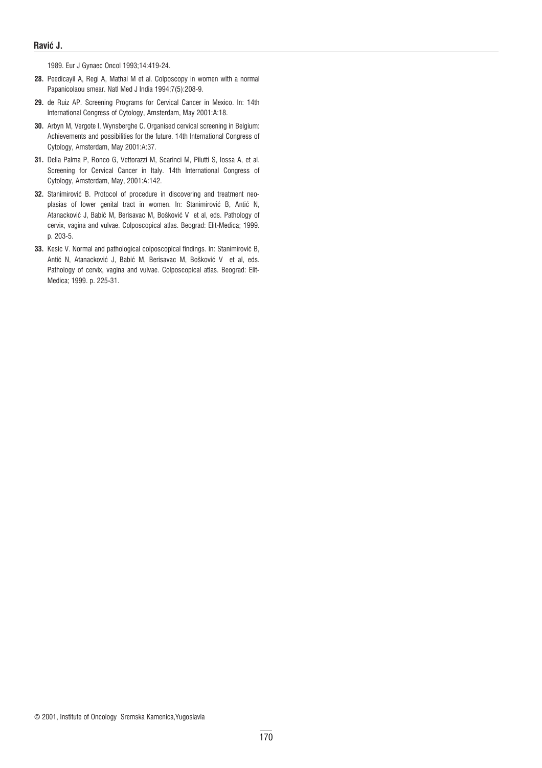1989. Eur J Gynaec Oncol 1993;14:419-24.

28. Peedicayil A, Regi A, Mathai M et al. Colposcopy in women with a normal Papanicolaou smear. Natl Med J India 1994;7(5):208-9.

29. de Ruiz AP. Screening Programs for Cervical Cancer in Mexico. In: 14th International Congress of Cytology, Amsterdam, May 2001:A:18.

30. Arbyn M, Vergote I, Wynsberghe C. Organised cervical screening in Belgium: Achievements and possibilities for the future. 14th International Congress of Cytology, Amsterdam, May 2001:A:37.

31. Della Palma P, Ronco G, Vettorazzi M, Scarinci M, Pilutti S, Iossa A, et al. Screening for Cervical Cancer in Italy. 14th International Congress of Cytology, Amsterdam, May, 2001:A:142.

32. Stanimirović B. Protocol of procedure in discovering and treatment neoplasias of lower genital tract in women. In: Stanimirović B, Antić N, Atanacković J, Babić M, Berisavac M, Bošković V et al, eds. Pathology of cervix, vagina and vulvae. Colposcopical atlas. Beograd: Elit-Medica; 1999. p. 203-5.

33. Kesic V. Normal and pathological colposcopical findings. In: Stanimirović B, Antić N, Atanacković J, Babić M, Berisavac M, Bošković V et al, eds. Pathology of cervix, vagina and vulvae. Colposcopical atlas. Beograd: Elit-Medica; 1999. p. 225-31.

© 2001, Institute of Oncology Sremska Kamenica,Yugoslavia